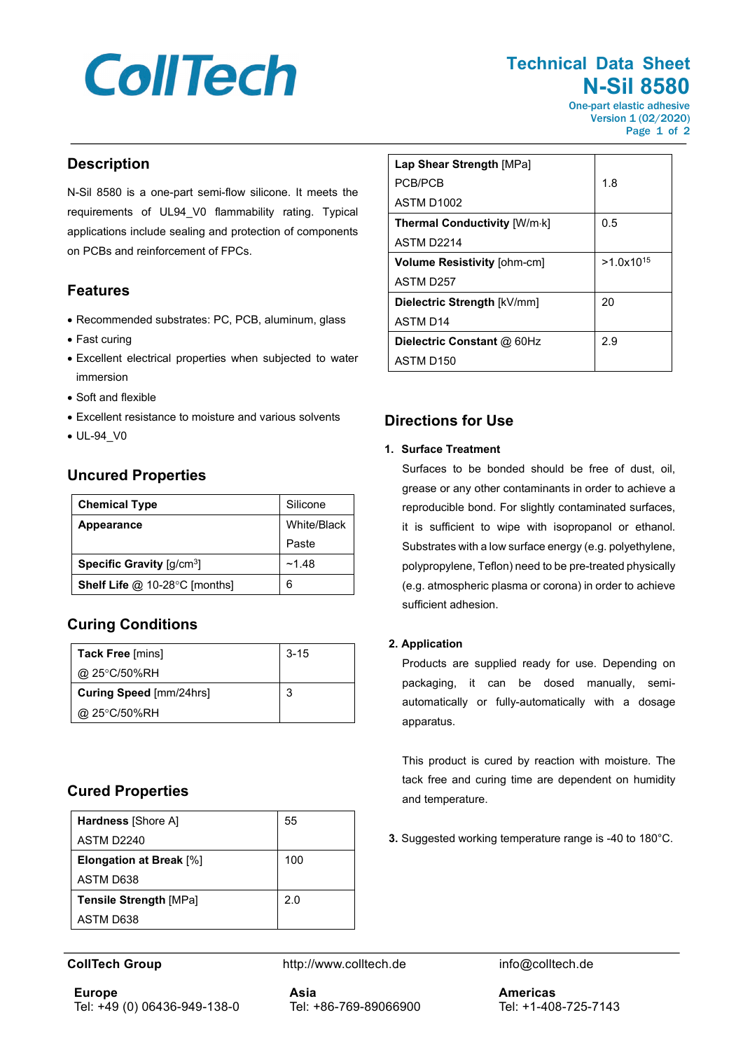# Technical Data Sheet

# N-Sil 8580

One-part elastic adhesive
Version 1 (02/2020)

## Description

N-Sil 8580 is a one-part semi-flow silicone. It meets the requirements of UL94_V0 flammability rating. Typical applications include sealing and protection of components on PCBs and reinforcement of FPCs.

## Features

- Recommended substrates: PC, PCB, aluminum, glass
- Fast curing
- Excellent electrical properties when subjected to water immersion
- Soft and flexible
- Excellent resistance to moisture and various solvents
- UL-94_V0

## Uncured Properties

| Property | Value |
|---|---|
| **Chemical Type** | Silicone |
| **Appearance** | White/Black Paste |
| **Specific Gravity** [g/cm$^3$] | ~1.48 |
| **Shelf Life** @ 10-28°C [months] | 6 |

## Curing Conditions

| Property | Value |
|---|---|
| **Tack Free** [mins] @ 25°C/50%RH | 3-15 |
| **Curing Speed** [mm/24hrs] @ 25°C/50%RH | 3 |

## Cured Properties

| Property | Value |
|---|---|
| **Hardness** [Shore A] ASTM D2240 | 55 |
| **Elongation at Break** [%] ASTM D638 | 100 |
| **Tensile Strength** [MPa] ASTM D638 | 2.0 |
| **Lap Shear Strength** [MPa] PCB/PCB ASTM D1002 | 1.8 |
| **Thermal Conductivity** [W/m·k] ASTM D2214 | 0.5 |
| **Volume Resistivity** [ohm-cm] ASTM D257 | >1.0x10$^{15}$ |
| **Dielectric Strength** [kV/mm] ASTM D14 | 20 |
| **Dielectric Constant** @ 60Hz ASTM D150 | 2.9 |

## Directions for Use

1. **Surface Treatment**

   Surfaces to be bonded should be free of dust, oil, grease or any other contaminants in order to achieve a reproducible bond. For slightly contaminated surfaces, it is sufficient to wipe with isopropanol or ethanol. Substrates with a low surface energy (e.g. polyethylene, polypropylene, Teflon) need to be pre-treated physically (e.g. atmospheric plasma or corona) in order to achieve sufficient adhesion.

2. **Application**

   Products are supplied ready for use. Depending on packaging, it can be dosed manually, semi-automatically or fully-automatically with a dosage apparatus.

   This product is cured by reaction with moisture. The tack free and curing time are dependent on humidity and temperature.

3. Suggested working temperature range is -40 to 180°C.

**CollTech Group** http://www.colltech.de info@colltech.de

**Europe**
Tel: +49 (0) 06436-949-138-0

**Asia**
Tel: +86-769-89066900

**Americas**
Tel: +1-408-725-7143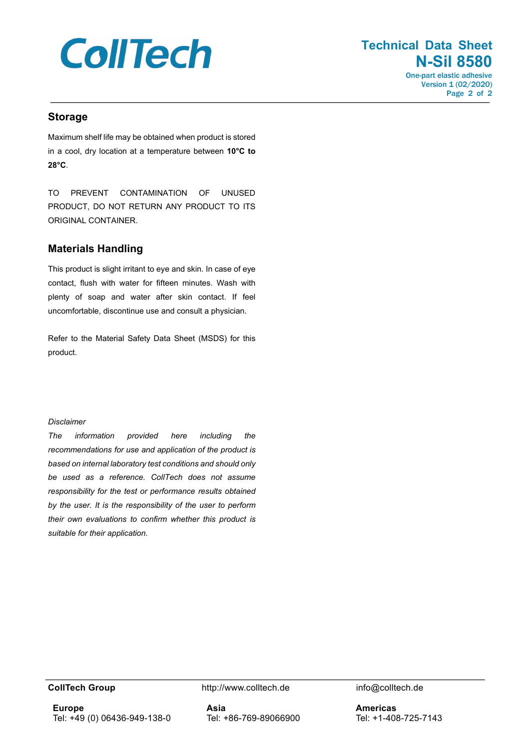## Storage

Maximum shelf life may be obtained when product is stored in a cool, dry location at a temperature between **10°C to 28°C**.

TO PREVENT CONTAMINATION OF UNUSED PRODUCT, DO NOT RETURN ANY PRODUCT TO ITS ORIGINAL CONTAINER.

## Materials Handling

This product is slight irritant to eye and skin. In case of eye contact, flush with water for fifteen minutes. Wash with plenty of soap and water after skin contact. If feel uncomfortable, discontinue use and consult a physician.

Refer to the Material Safety Data Sheet (MSDS) for this product.

*Disclaimer*

*The information provided here including the recommendations for use and application of the product is based on internal laboratory test conditions and should only be used as a reference. CollTech does not assume responsibility for the test or performance results obtained by the user. It is the responsibility of the user to perform their own evaluations to confirm whether this product is suitable for their application.*

**CollTech Group**

http://www.colltech.de

info@colltech.de

**Europe**
Tel: +49 (0) 06436-949-138-0

**Asia**
Tel: +86-769-89066900

**Americas**
Tel: +1-408-725-7143